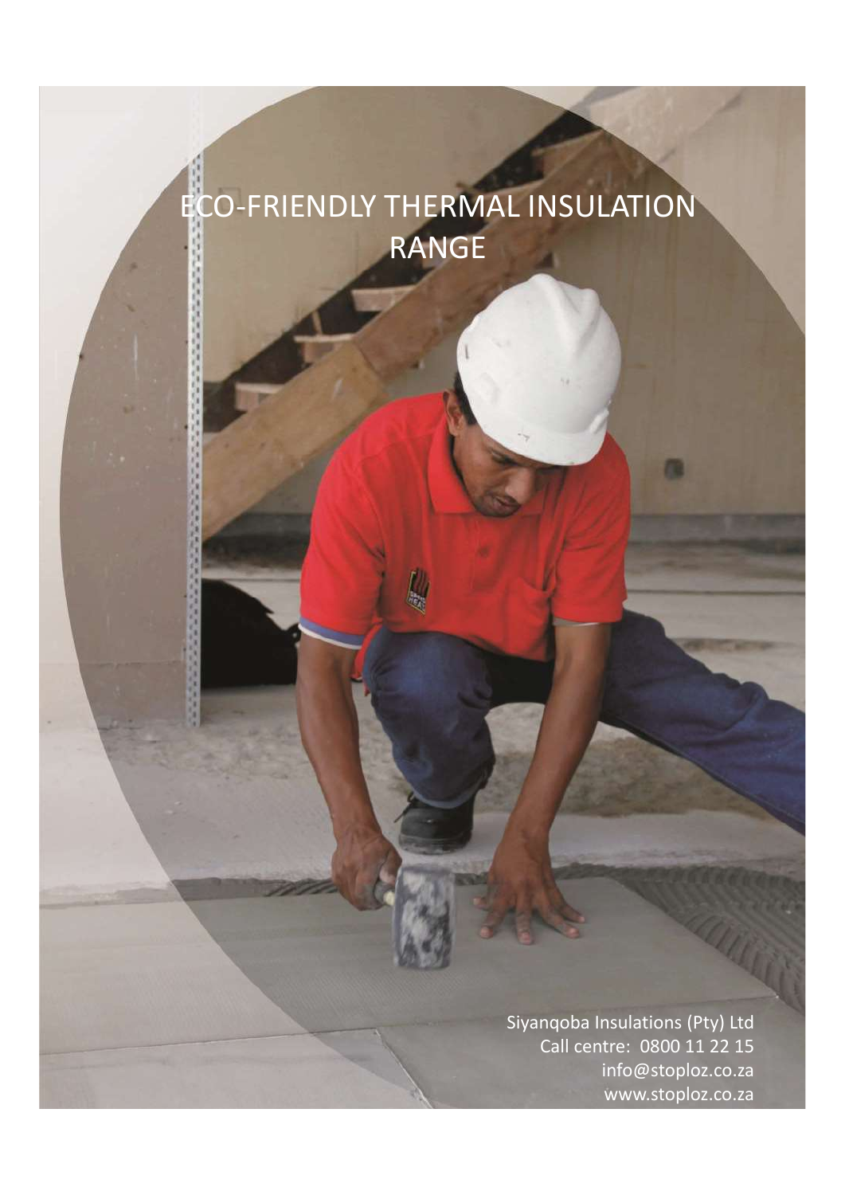# ECO-FRIENDLY THERMAL INSULATION RANGE

Siyanqoba Insulations (Pty) Ltd
Call centre: 0800 11 22 15
info@stoploz.co.za
www.stoploz.co.za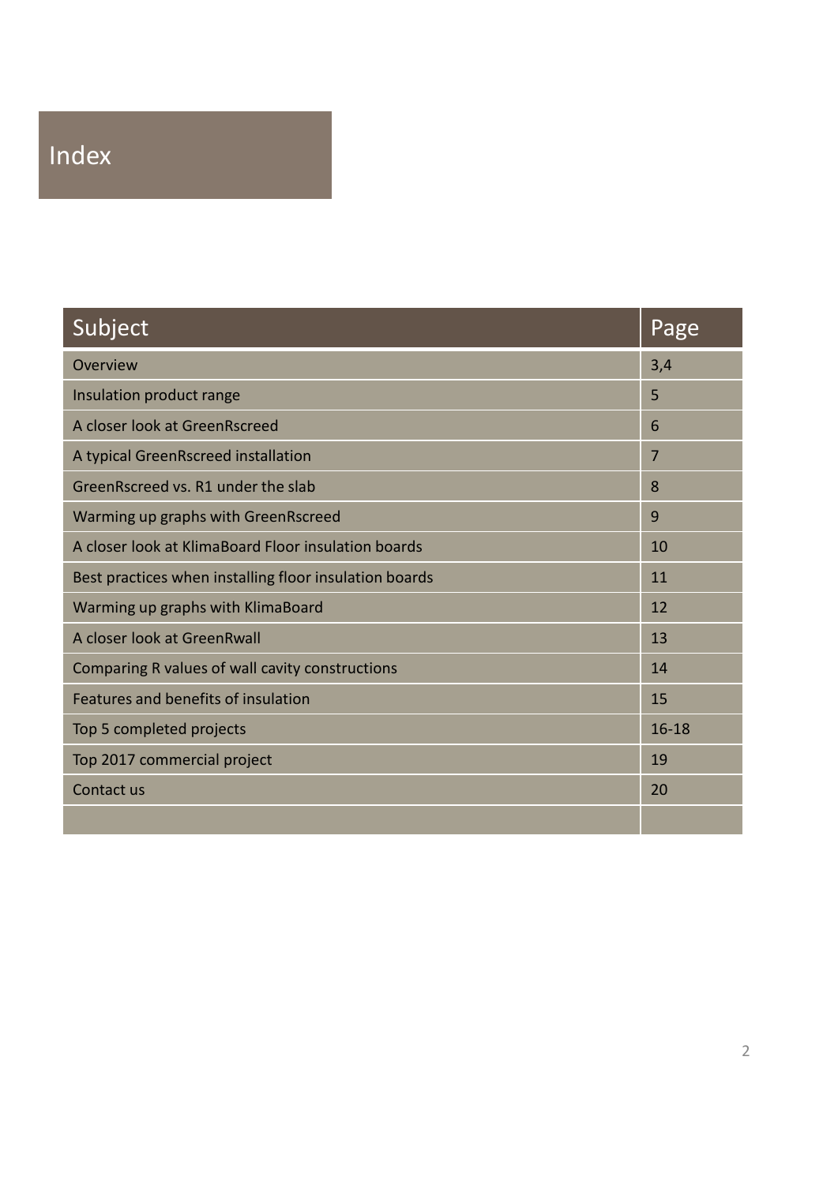# Index

| Subject | Page |
| --- | --- |
| Overview | 3,4 |
| Insulation product range | 5 |
| A closer look at GreenRscreed | 6 |
| A typical GreenRscreed installation | 7 |
| GreenRscreed vs. R1 under the slab | 8 |
| Warming up graphs with GreenRscreed | 9 |
| A closer look at KlimaBoard Floor insulation boards | 10 |
| Best practices when installing floor insulation boards | 11 |
| Warming up graphs with KlimaBoard | 12 |
| A closer look at GreenRwall | 13 |
| Comparing R values of wall cavity constructions | 14 |
| Features and benefits of insulation | 15 |
| Top 5 completed projects | 16-18 |
| Top 2017 commercial project | 19 |
| Contact us | 20 |
| | |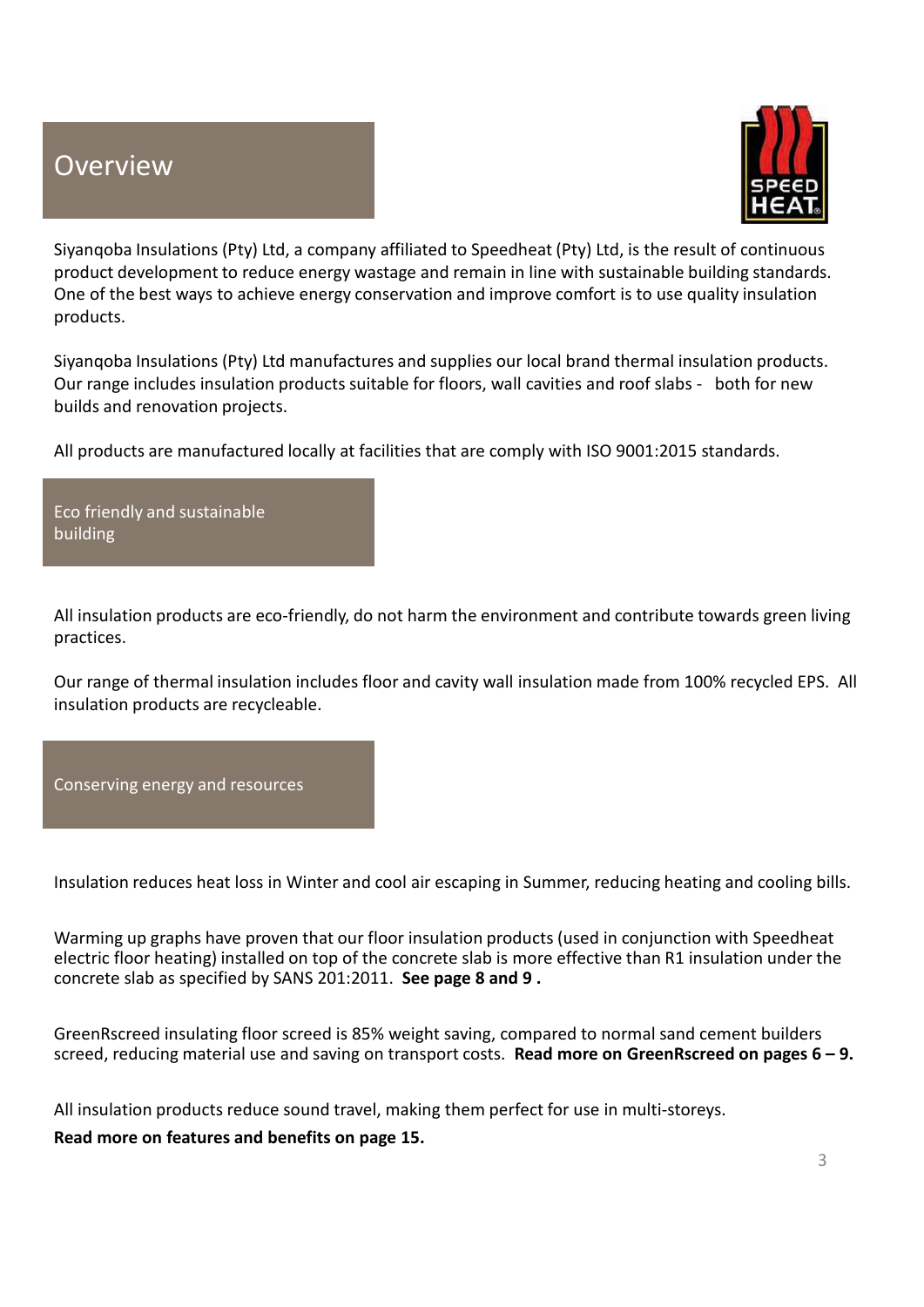# Overview

Siyanqoba Insulations (Pty) Ltd, a company affiliated to Speedheat (Pty) Ltd, is the result of continuous product development to reduce energy wastage and remain in line with sustainable building standards. One of the best ways to achieve energy conservation and improve comfort is to use quality insulation products.

Siyanqoba Insulations (Pty) Ltd manufactures and supplies our local brand thermal insulation products. Our range includes insulation products suitable for floors, wall cavities and roof slabs - both for new builds and renovation projects.

All products are manufactured locally at facilities that are comply with ISO 9001:2015 standards.

## Eco friendly and sustainable building

All insulation products are eco-friendly, do not harm the environment and contribute towards green living practices.

Our range of thermal insulation includes floor and cavity wall insulation made from 100% recycled EPS. All insulation products are recycleable.

## Conserving energy and resources

Insulation reduces heat loss in Winter and cool air escaping in Summer, reducing heating and cooling bills.

Warming up graphs have proven that our floor insulation products (used in conjunction with Speedheat electric floor heating) installed on top of the concrete slab is more effective than R1 insulation under the concrete slab as specified by SANS 201:2011. **See page 8 and 9 .**

GreenRscreed insulating floor screed is 85% weight saving, compared to normal sand cement builders screed, reducing material use and saving on transport costs. **Read more on GreenRscreed on pages 6 – 9.**

All insulation products reduce sound travel, making them perfect for use in multi-storeys.

**Read more on features and benefits on page 15.**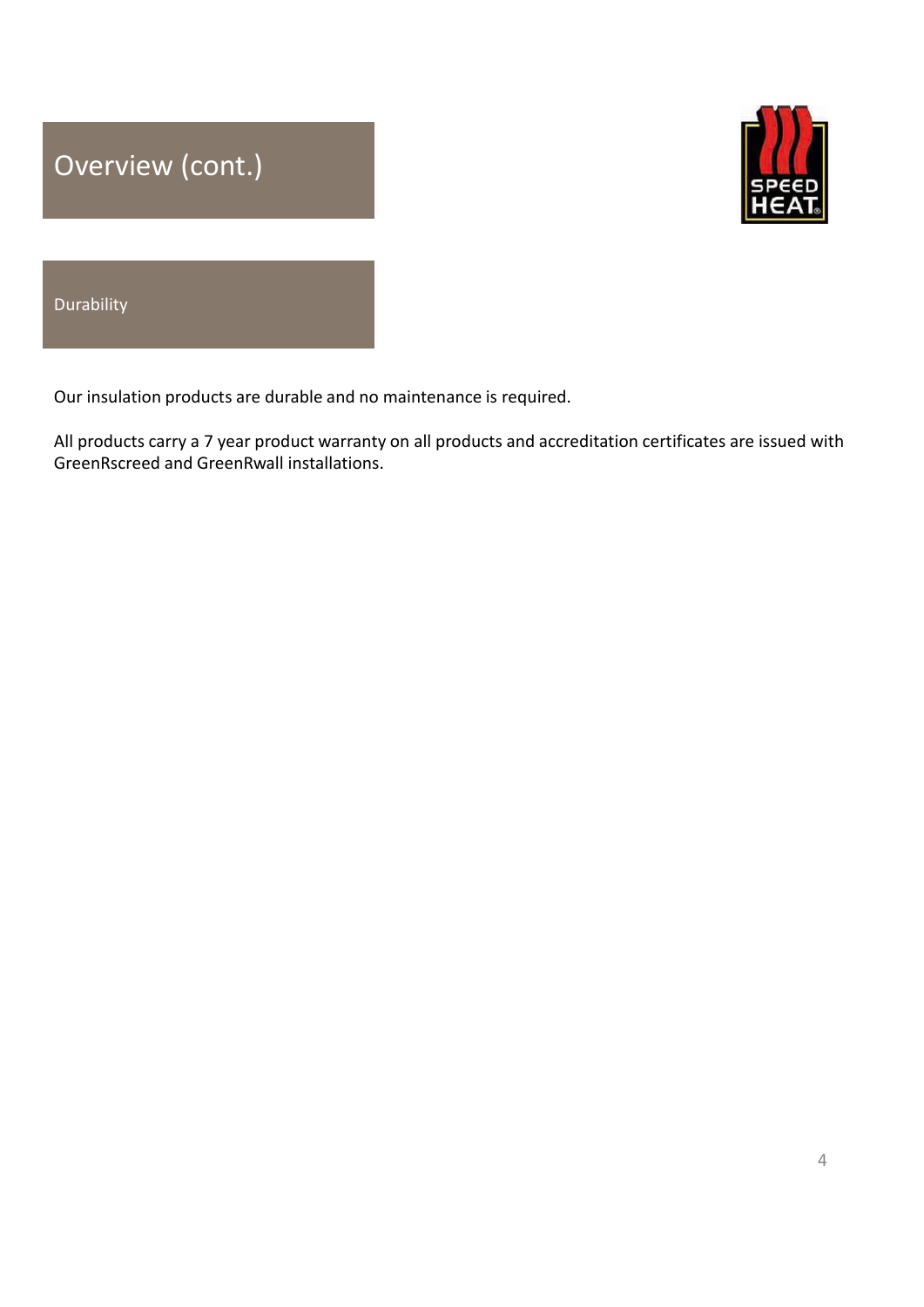# Overview (cont.)

## Durability

Our insulation products are durable and no maintenance is required.

All products carry a 7 year product warranty on all products and accreditation certificates are issued with GreenRscreed and GreenRwall installations.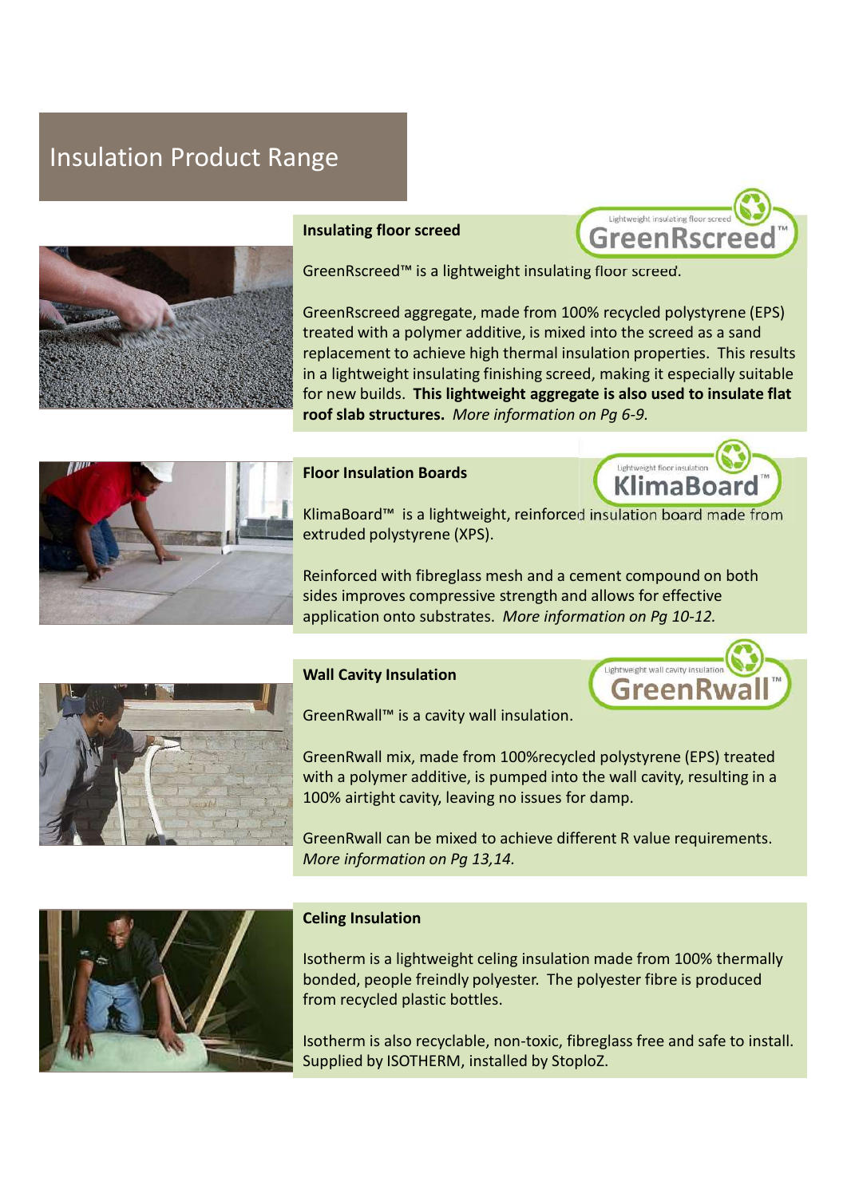# Insulation Product Range

### Insulating floor screed

Lightweight insulating floor screed
GreenRscreed™

GreenRscreed™ is a lightweight insulating floor screed.

GreenRscreed aggregate, made from 100% recycled polystyrene (EPS) treated with a polymer additive, is mixed into the screed as a sand replacement to achieve high thermal insulation properties. This results in a lightweight insulating finishing screed, making it especially suitable for new builds. **This lightweight aggregate is also used to insulate flat roof slab structures.** *More information on Pg 6-9.*

### Floor Insulation Boards

Lightweight floor insulation
KlimaBoard™

KlimaBoard™ is a lightweight, reinforced insulation board made from extruded polystyrene (XPS).

Reinforced with fibreglass mesh and a cement compound on both sides improves compressive strength and allows for effective application onto substrates. *More information on Pg 10-12.*

### Wall Cavity Insulation

Lightweight wall cavity insulation
GreenRwall™

GreenRwall™ is a cavity wall insulation.

GreenRwall mix, made from 100%recycled polystyrene (EPS) treated with a polymer additive, is pumped into the wall cavity, resulting in a 100% airtight cavity, leaving no issues for damp.

GreenRwall can be mixed to achieve different R value requirements. *More information on Pg 13,14.*

### Celing Insulation

Isotherm is a lightweight celing insulation made from 100% thermally bonded, people freindly polyester. The polyester fibre is produced from recycled plastic bottles.

Isotherm is also recyclable, non-toxic, fibreglass free and safe to install. Supplied by ISOTHERM, installed by StoploZ.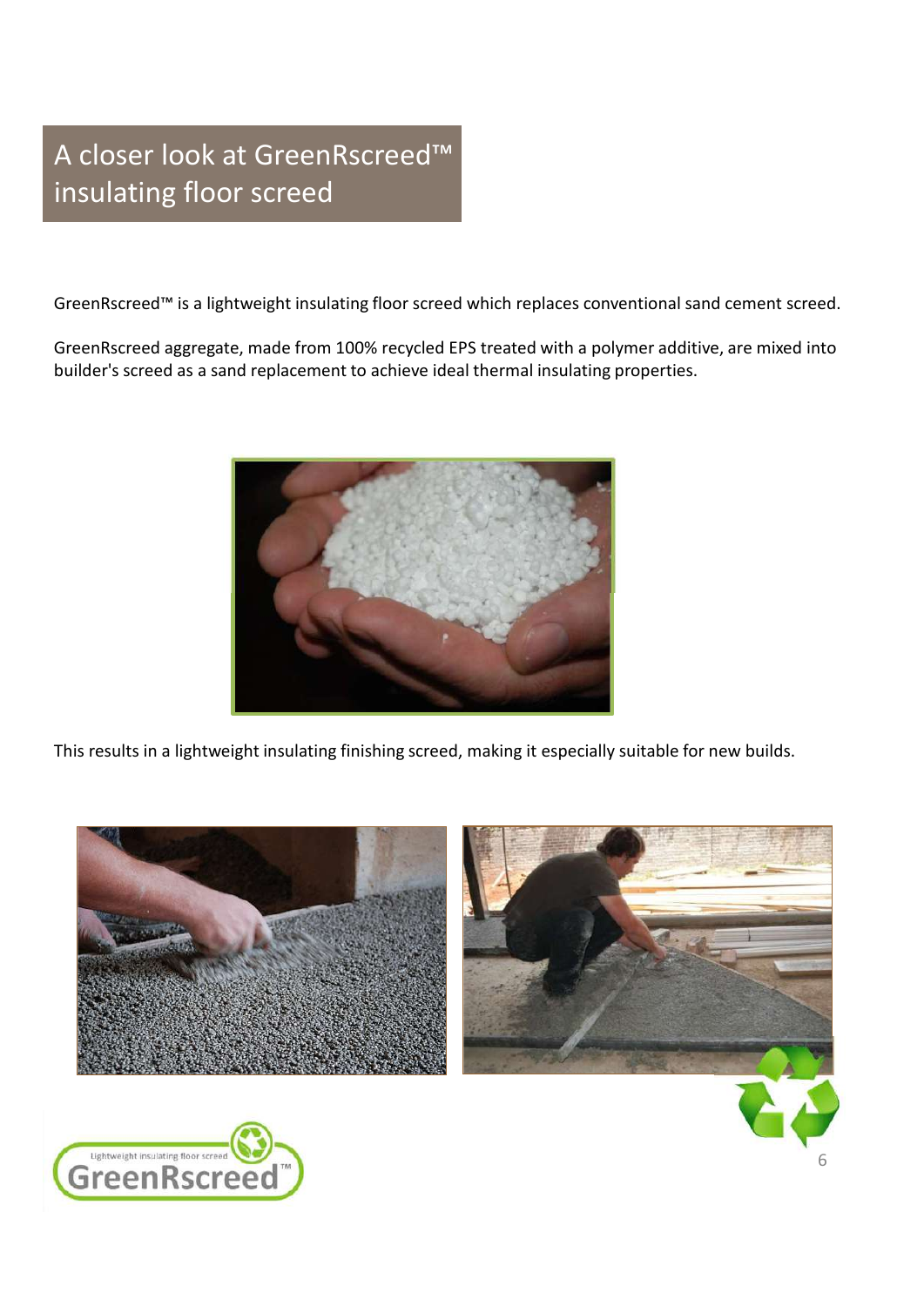# A closer look at GreenRscreed™ insulating floor screed

GreenRscreed™ is a lightweight insulating floor screed which replaces conventional sand cement screed.

GreenRscreed aggregate, made from 100% recycled EPS treated with a polymer additive, are mixed into builder's screed as a sand replacement to achieve ideal thermal insulating properties.

This results in a lightweight insulating finishing screed, making it especially suitable for new builds.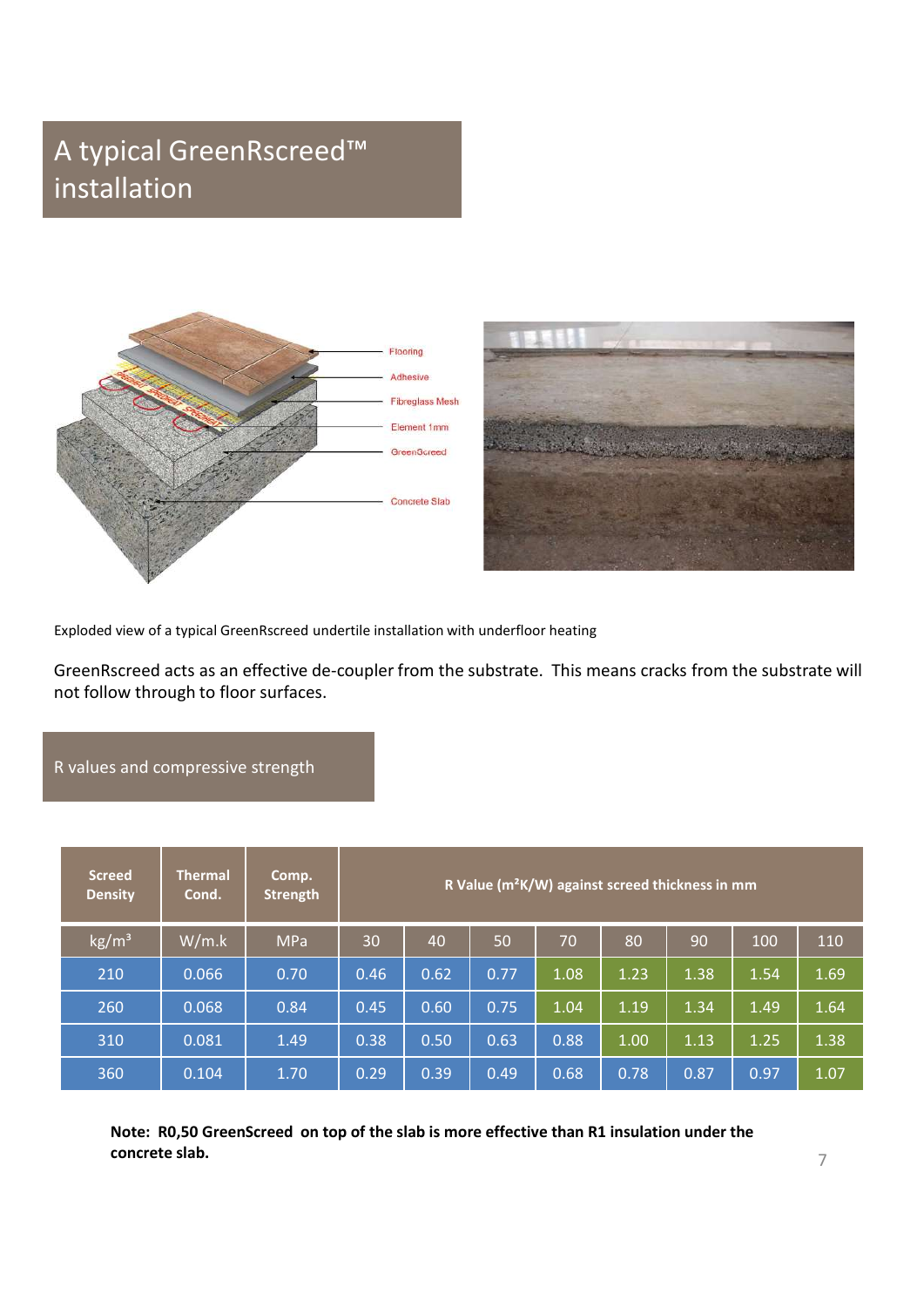# A typical GreenRscreed™ installation

Exploded view of a typical GreenRscreed undertile installation with underfloor heating

GreenRscreed acts as an effective de-coupler from the substrate. This means cracks from the substrate will not follow through to floor surfaces.

## R values and compressive strength

| Screed Density | Thermal Cond. | Comp. Strength | R Value ($m^2K/W$) against screed thickness in mm | | | | | | | |
|---|---|---|---|---|---|---|---|---|---|---|
| kg/m³ | W/m.k | MPa | 30 | 40 | 50 | 70 | 80 | 90 | 100 | 110 |
| 210 | 0.066 | 0.70 | 0.46 | 0.62 | 0.77 | 1.08 | 1.23 | 1.38 | 1.54 | 1.69 |
| 260 | 0.068 | 0.84 | 0.45 | 0.60 | 0.75 | 1.04 | 1.19 | 1.34 | 1.49 | 1.64 |
| 310 | 0.081 | 1.49 | 0.38 | 0.50 | 0.63 | 0.88 | 1.00 | 1.13 | 1.25 | 1.38 |
| 360 | 0.104 | 1.70 | 0.29 | 0.39 | 0.49 | 0.68 | 0.78 | 0.87 | 0.97 | 1.07 |

**Note: R0,50 GreenScreed on top of the slab is more effective than R1 insulation under the concrete slab.**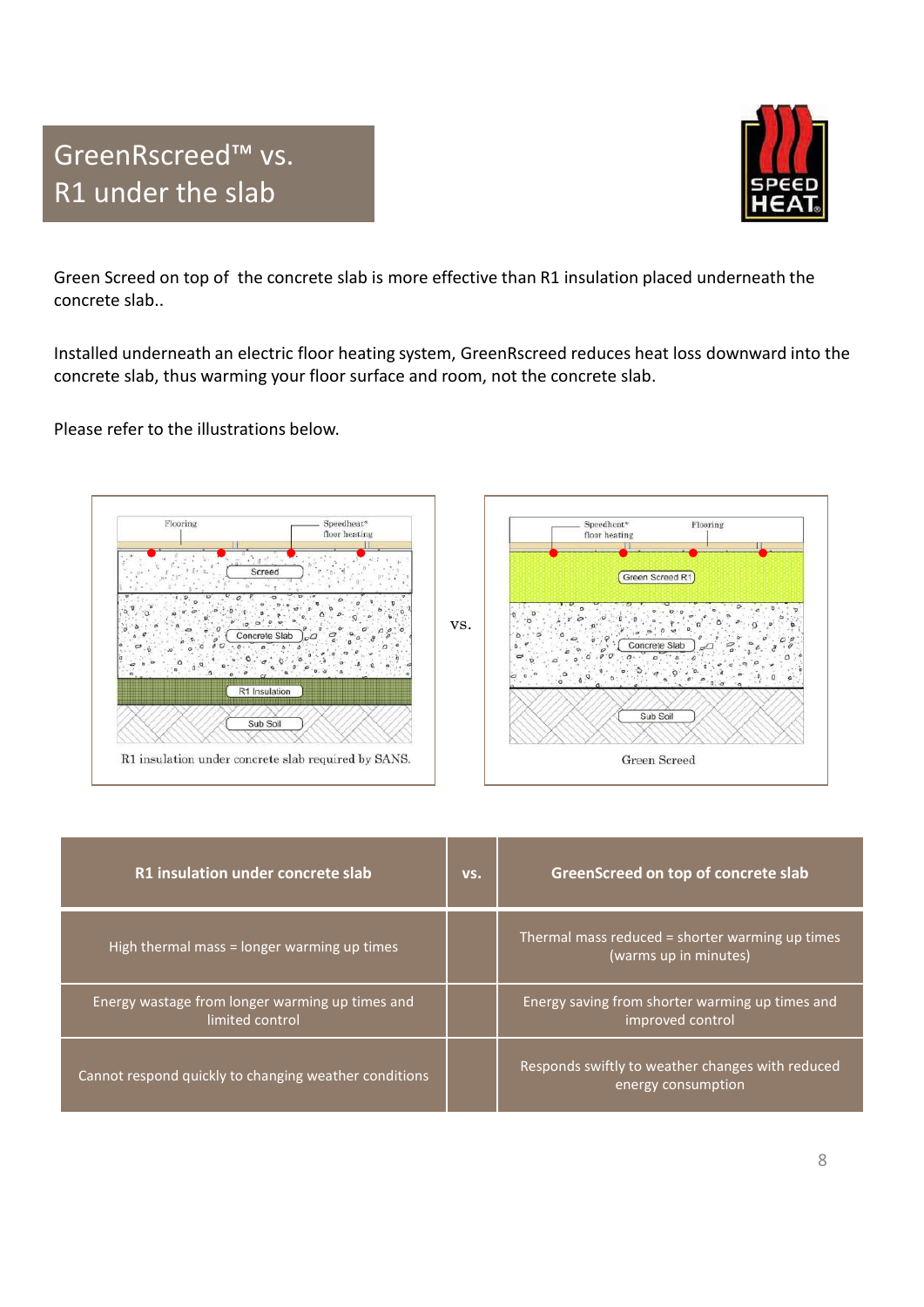# GreenRscreed™ vs. R1 under the slab

Green Screed on top of the concrete slab is more effective than R1 insulation placed underneath the concrete slab..

Installed underneath an electric floor heating system, GreenRscreed reduces heat loss downward into the concrete slab, thus warming your floor surface and room, not the concrete slab.

Please refer to the illustrations below.

R1 insulation under concrete slab required by SANS.

vs.

Green Screed

| R1 insulation under concrete slab | vs. | GreenScreed on top of concrete slab |
|---|---|---|
| High thermal mass = longer warming up times | | Thermal mass reduced = shorter warming up times (warms up in minutes) |
| Energy wastage from longer warming up times and limited control | | Energy saving from shorter warming up times and improved control |
| Cannot respond quickly to changing weather conditions | | Responds swiftly to weather changes with reduced energy consumption |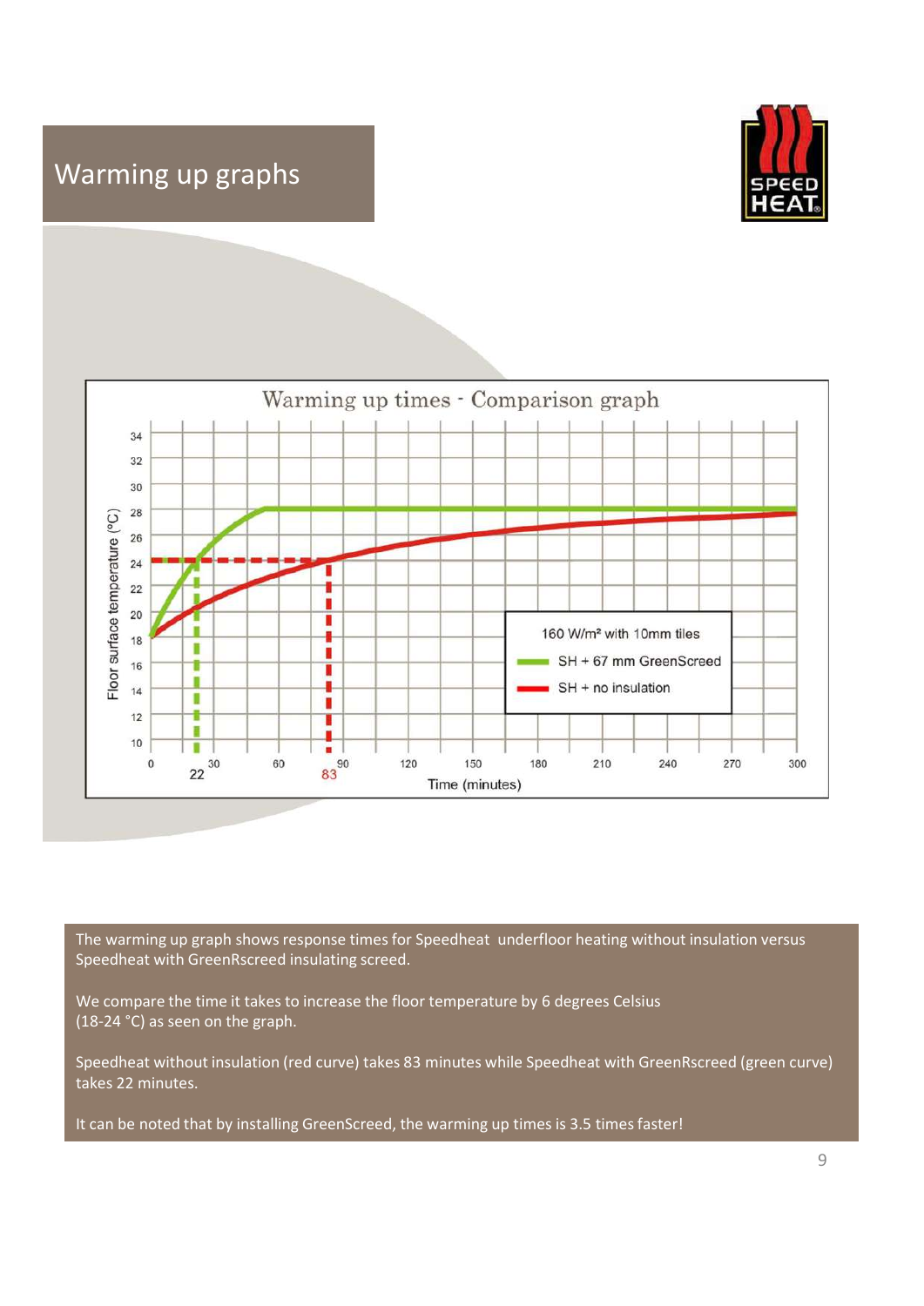# Warming up graphs

The warming up graph shows response times for Speedheat underfloor heating without insulation versus Speedheat with GreenRscreed insulating screed.

We compare the time it takes to increase the floor temperature by 6 degrees Celsius (18-24 °C) as seen on the graph.

Speedheat without insulation (red curve) takes 83 minutes while Speedheat with GreenRscreed (green curve) takes 22 minutes.

It can be noted that by installing GreenScreed, the warming up times is 3.5 times faster!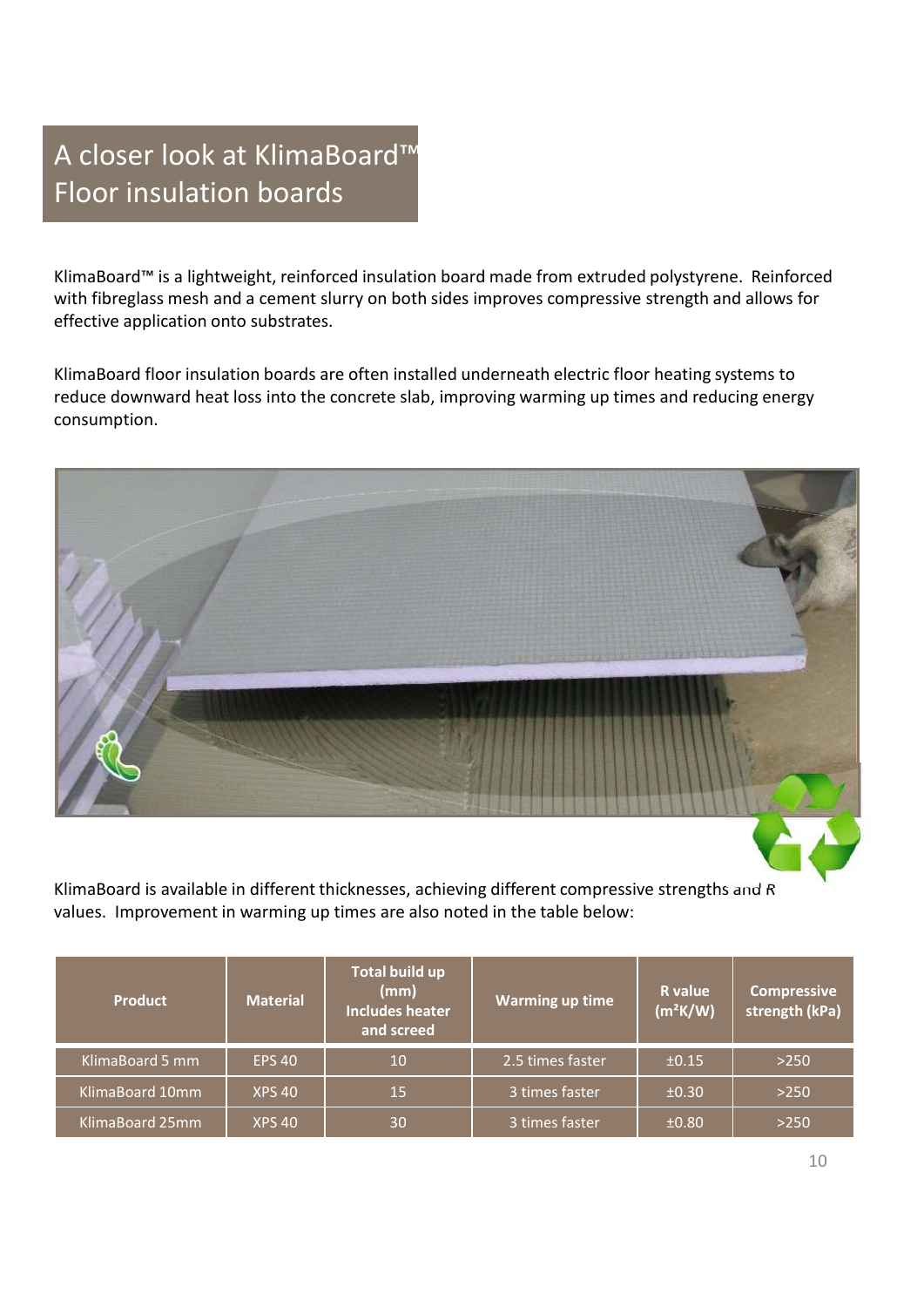# A closer look at KlimaBoard™ Floor insulation boards

KlimaBoard™ is a lightweight, reinforced insulation board made from extruded polystyrene. Reinforced with fibreglass mesh and a cement slurry on both sides improves compressive strength and allows for effective application onto substrates.

KlimaBoard floor insulation boards are often installed underneath electric floor heating systems to reduce downward heat loss into the concrete slab, improving warming up times and reducing energy consumption.

KlimaBoard is available in different thicknesses, achieving different compressive strengths and *R* values. Improvement in warming up times are also noted in the table below:

| Product | Material | Total build up (mm) Includes heater and screed | Warming up time | R value ($m^2K/W$) | Compressive strength (kPa) |
|---|---|---|---|---|---|
| KlimaBoard 5 mm | EPS 40 | 10 | 2.5 times faster | ±0.15 | >250 |
| KlimaBoard 10mm | XPS 40 | 15 | 3 times faster | ±0.30 | >250 |
| KlimaBoard 25mm | XPS 40 | 30 | 3 times faster | ±0.80 | >250 |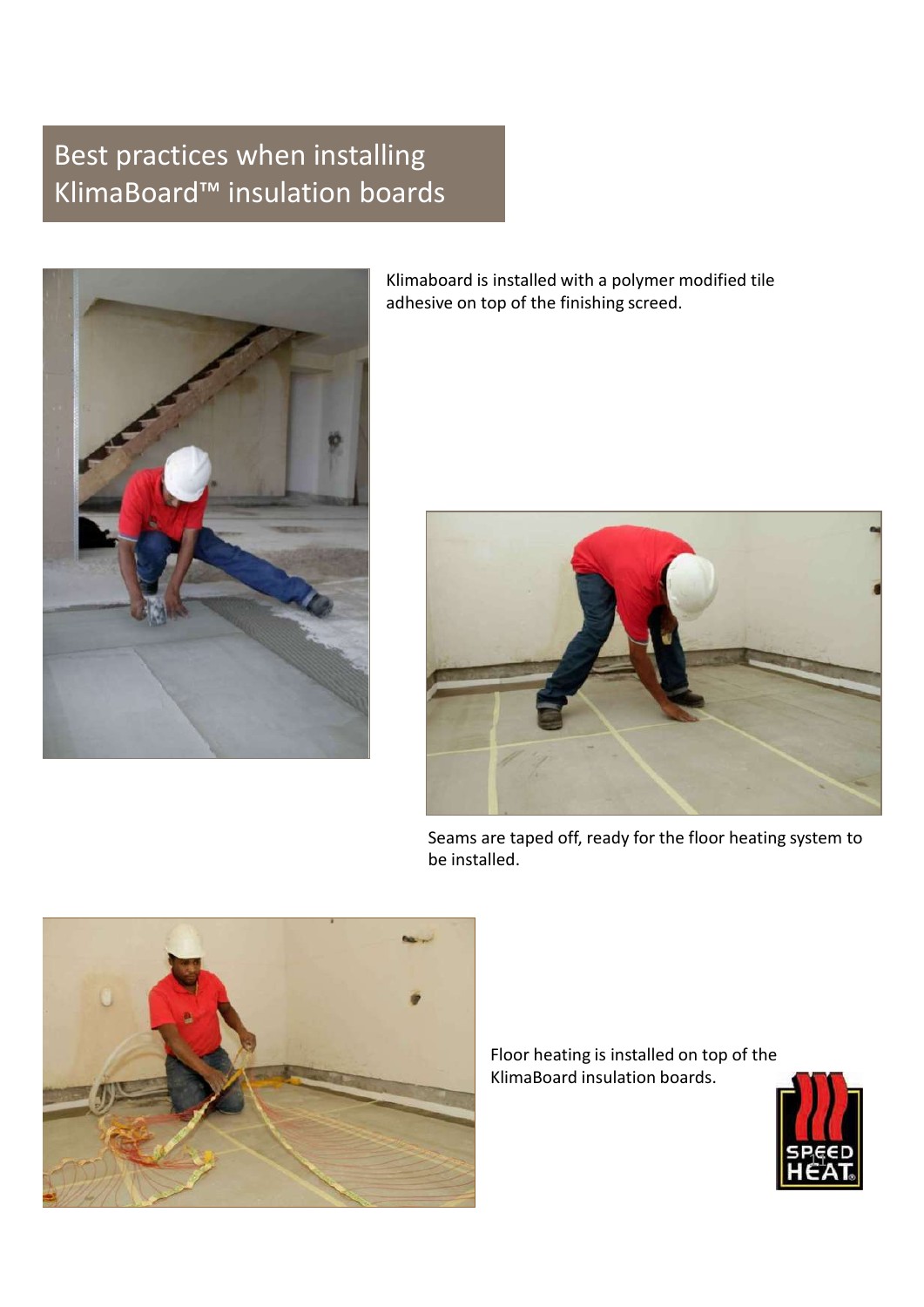# Best practices when installing KlimaBoard™ insulation boards

Klimaboard is installed with a polymer modified tile adhesive on top of the finishing screed.

Seams are taped off, ready for the floor heating system to be installed.

Floor heating is installed on top of the KlimaBoard insulation boards.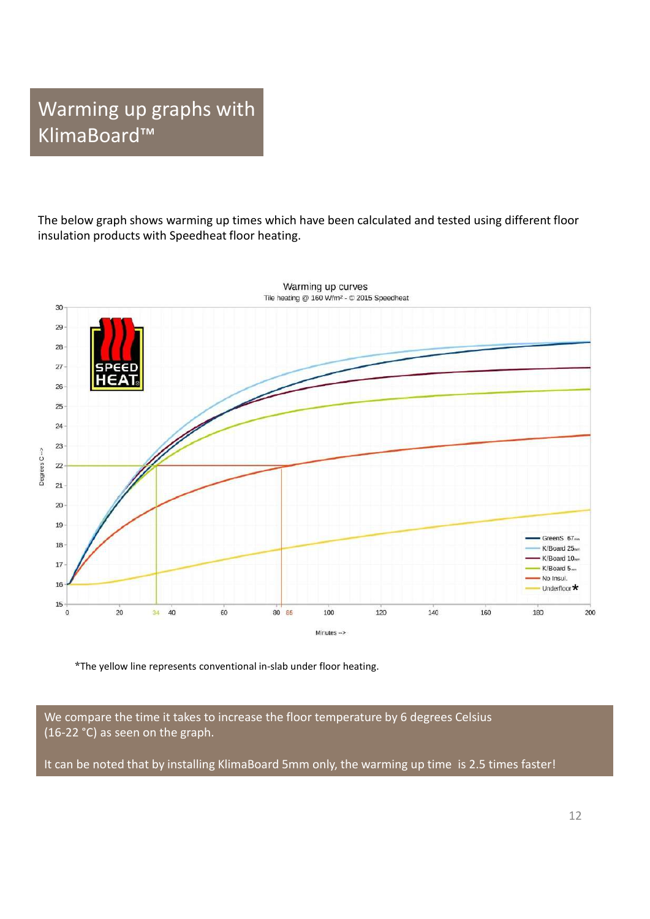# Warming up graphs with KlimaBoard™

The below graph shows warming up times which have been calculated and tested using different floor insulation products with Speedheat floor heating.

*The yellow line represents conventional in-slab under floor heating.

We compare the time it takes to increase the floor temperature by 6 degrees Celsius (16-22 °C) as seen on the graph.

It can be noted that by installing KlimaBoard 5mm only, the warming up time is 2.5 times faster!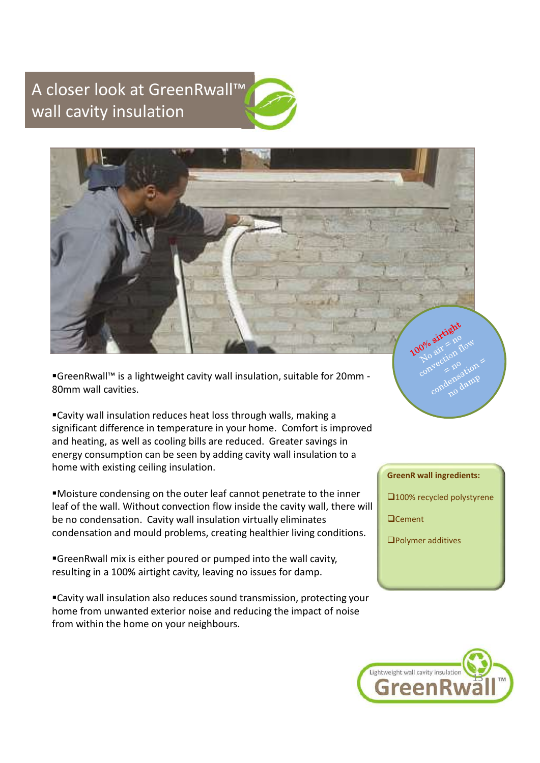# A closer look at GreenRwall™ wall cavity insulation

100% airtight
No air = no convection flow = no condensation = no damp

- GreenRwall™ is a lightweight cavity wall insulation, suitable for 20mm - 80mm wall cavities.
- Cavity wall insulation reduces heat loss through walls, making a significant difference in temperature in your home. Comfort is improved and heating, as well as cooling bills are reduced. Greater savings in energy consumption can be seen by adding cavity wall insulation to a home with existing ceiling insulation.
- Moisture condensing on the outer leaf cannot penetrate to the inner leaf of the wall. Without convection flow inside the cavity wall, there will be no condensation. Cavity wall insulation virtually eliminates condensation and mould problems, creating healthier living conditions.
- GreenRwall mix is either poured or pumped into the wall cavity, resulting in a 100% airtight cavity, leaving no issues for damp.
- Cavity wall insulation also reduces sound transmission, protecting your home from unwanted exterior noise and reducing the impact of noise from within the home on your neighbours.

**GreenR wall ingredients:**

- ❑ 100% recycled polystyrene
- ❑ Cement
- ❑ Polymer additives

Lightweight wall cavity insulation
GreenRwall™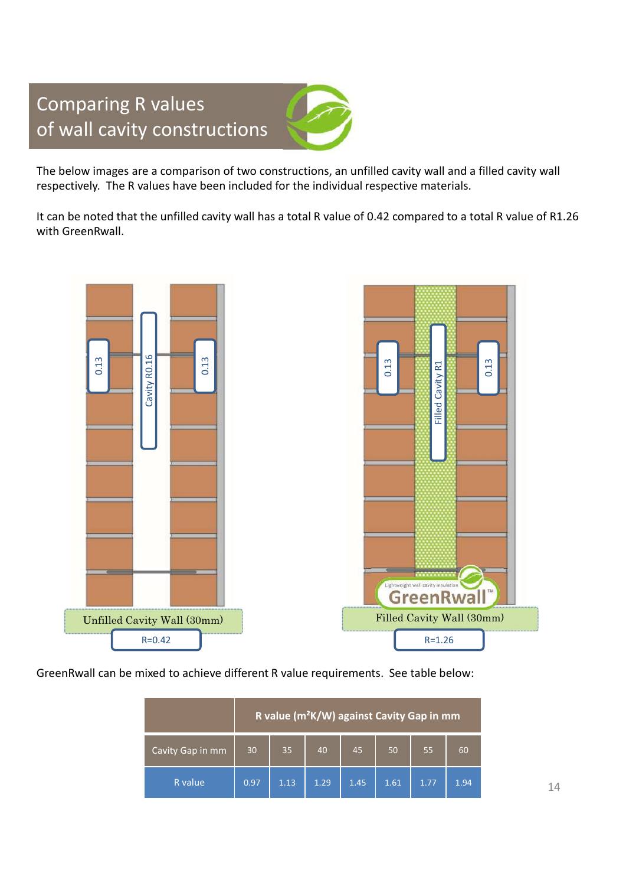# Comparing R values of wall cavity constructions

The below images are a comparison of two constructions, an unfilled cavity wall and a filled cavity wall respectively. The R values have been included for the individual respective materials.

It can be noted that the unfilled cavity wall has a total R value of 0.42 compared to a total R value of R1.26 with GreenRwall.

0.13 | Cavity R0.16 | 0.13

Unfilled Cavity Wall (30mm)

R=0.42

0.13 | Filled Cavity R1 | 0.13

Lightweight wall cavity insulation GreenRwall™

Filled Cavity Wall (30mm)

R=1.26

GreenRwall can be mixed to achieve different R value requirements. See table below:

| | R value ($m^2K/W$) against Cavity Gap in mm | | | | | | |
|---|---|---|---|---|---|---|---|
| Cavity Gap in mm | 30 | 35 | 40 | 45 | 50 | 55 | 60 |
| R value | 0.97 | 1.13 | 1.29 | 1.45 | 1.61 | 1.77 | 1.94 |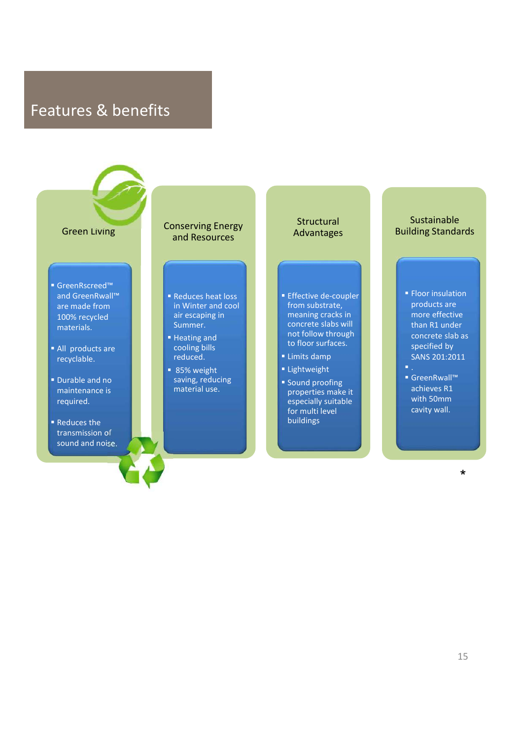# Features & benefits

### Green Living

- GreenRscreed™ and GreenRwall™ are made from 100% recycled materials.
- All products are recyclable.
- Durable and no maintenance is required.
- Reduces the transmission of sound and noise.

### Conserving Energy and Resources

- Reduces heat loss in Winter and cool air escaping in Summer.
- Heating and cooling bills reduced.
- 85% weight saving, reducing material use.

### Structural Advantages

- Effective de-coupler from substrate, meaning cracks in concrete slabs will not follow through to floor surfaces.
- Limits damp
- Lightweight
- Sound proofing properties make it especially suitable for multi level buildings

### Sustainable Building Standards

- Floor insulation products are more effective than R1 under concrete slab as specified by SANS 201:2011
- .
- GreenRwall™ achieves R1 with 50mm cavity wall.

*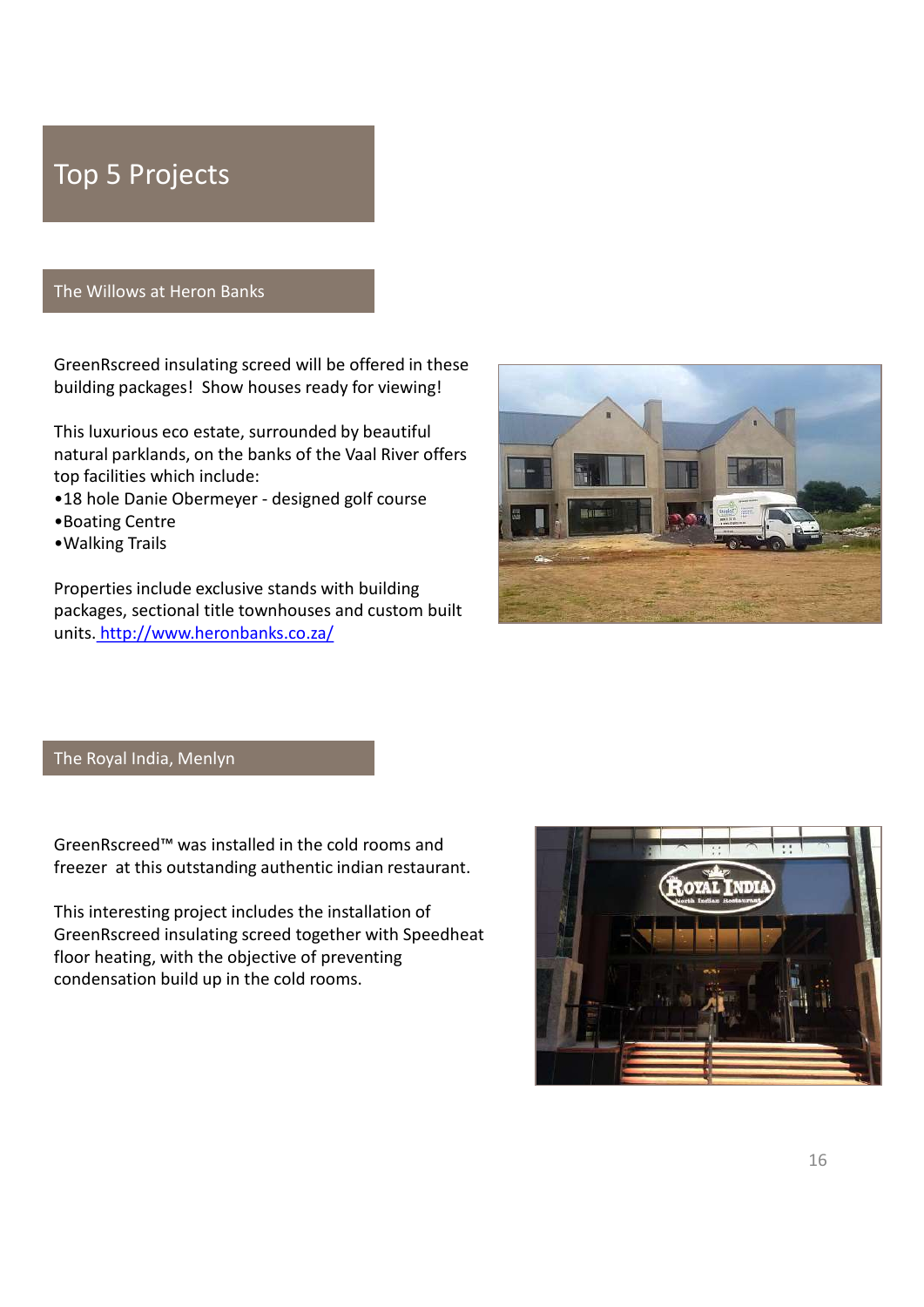# Top 5 Projects

## The Willows at Heron Banks

GreenRscreed insulating screed will be offered in these building packages! Show houses ready for viewing!

This luxurious eco estate, surrounded by beautiful natural parklands, on the banks of the Vaal River offers top facilities which include:

- 18 hole Danie Obermeyer - designed golf course
- Boating Centre
- Walking Trails

Properties include exclusive stands with building packages, sectional title townhouses and custom built units. http://www.heronbanks.co.za/

## The Royal India, Menlyn

GreenRscreed™ was installed in the cold rooms and freezer at this outstanding authentic indian restaurant.

This interesting project includes the installation of GreenRscreed insulating screed together with Speedheat floor heating, with the objective of preventing condensation build up in the cold rooms.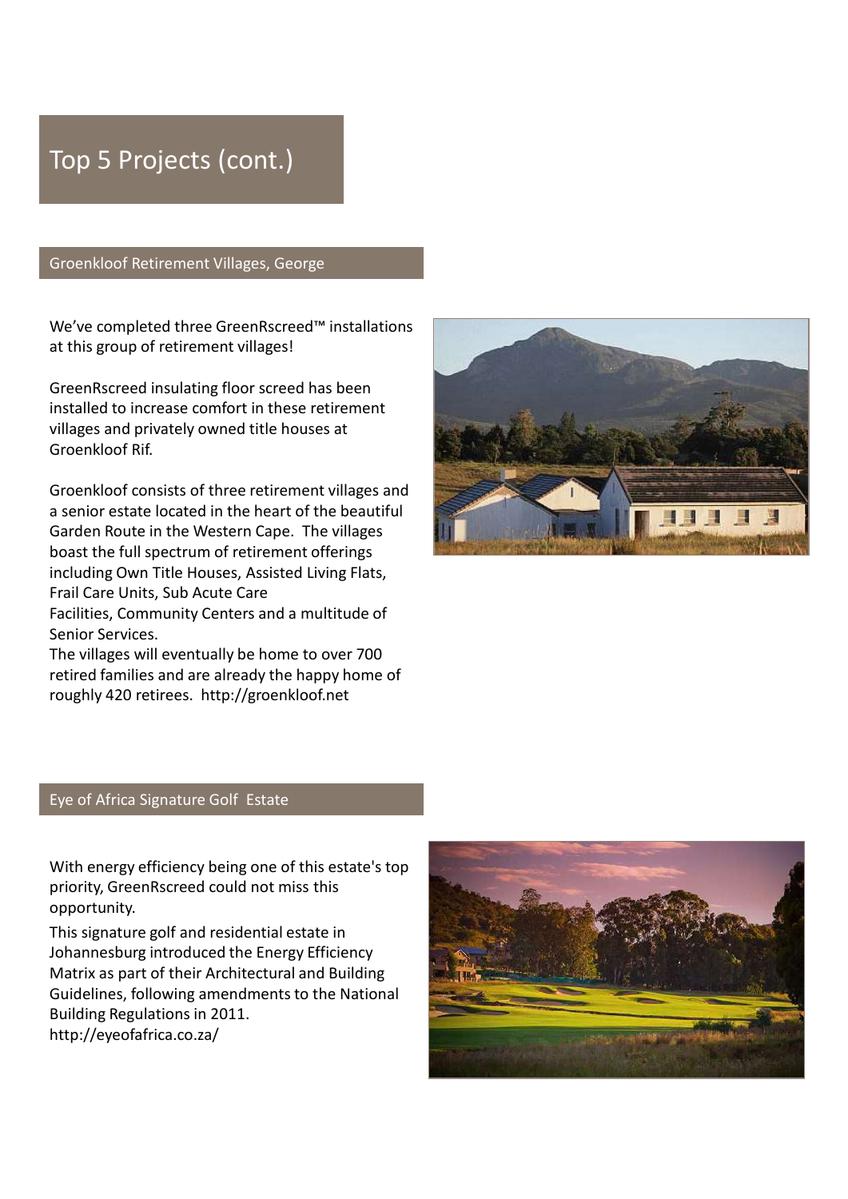# Top 5 Projects (cont.)

## Groenkloof Retirement Villages, George

We've completed three GreenRscreed™ installations at this group of retirement villages!

GreenRscreed insulating floor screed has been installed to increase comfort in these retirement villages and privately owned title houses at Groenkloof Rif.

Groenkloof consists of three retirement villages and a senior estate located in the heart of the beautiful Garden Route in the Western Cape. The villages boast the full spectrum of retirement offerings including Own Title Houses, Assisted Living Flats, Frail Care Units, Sub Acute Care Facilities, Community Centers and a multitude of Senior Services.

The villages will eventually be home to over 700 retired families and are already the happy home of roughly 420 retirees. http://groenkloof.net

## Eye of Africa Signature Golf Estate

With energy efficiency being one of this estate's top priority, GreenRscreed could not miss this opportunity.

This signature golf and residential estate in Johannesburg introduced the Energy Efficiency Matrix as part of their Architectural and Building Guidelines, following amendments to the National Building Regulations in 2011.
http://eyeofafrica.co.za/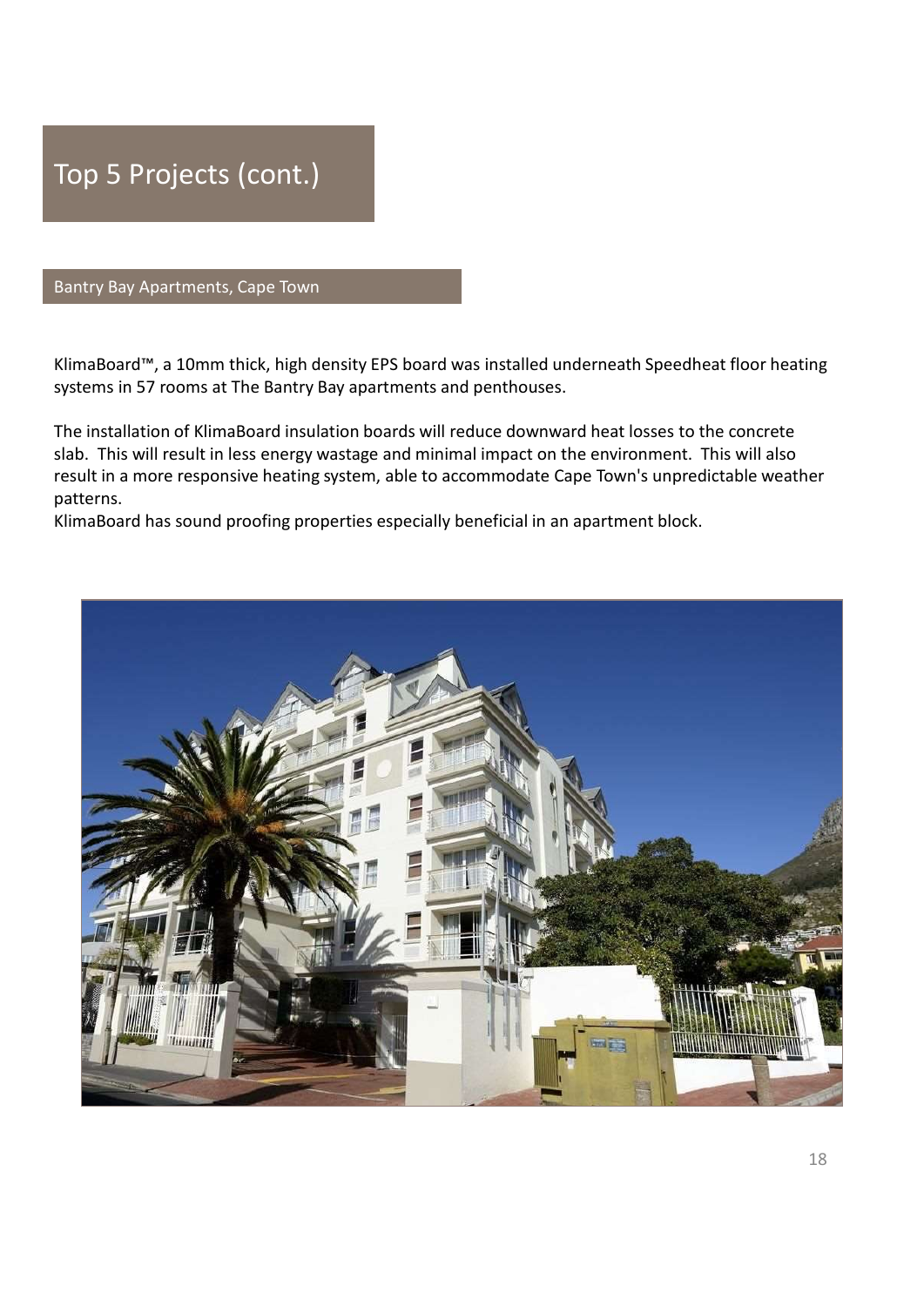# Top 5 Projects (cont.)

## Bantry Bay Apartments, Cape Town

KlimaBoard™, a 10mm thick, high density EPS board was installed underneath Speedheat floor heating systems in 57 rooms at The Bantry Bay apartments and penthouses.

The installation of KlimaBoard insulation boards will reduce downward heat losses to the concrete slab. This will result in less energy wastage and minimal impact on the environment. This will also result in a more responsive heating system, able to accommodate Cape Town's unpredictable weather patterns.
KlimaBoard has sound proofing properties especially beneficial in an apartment block.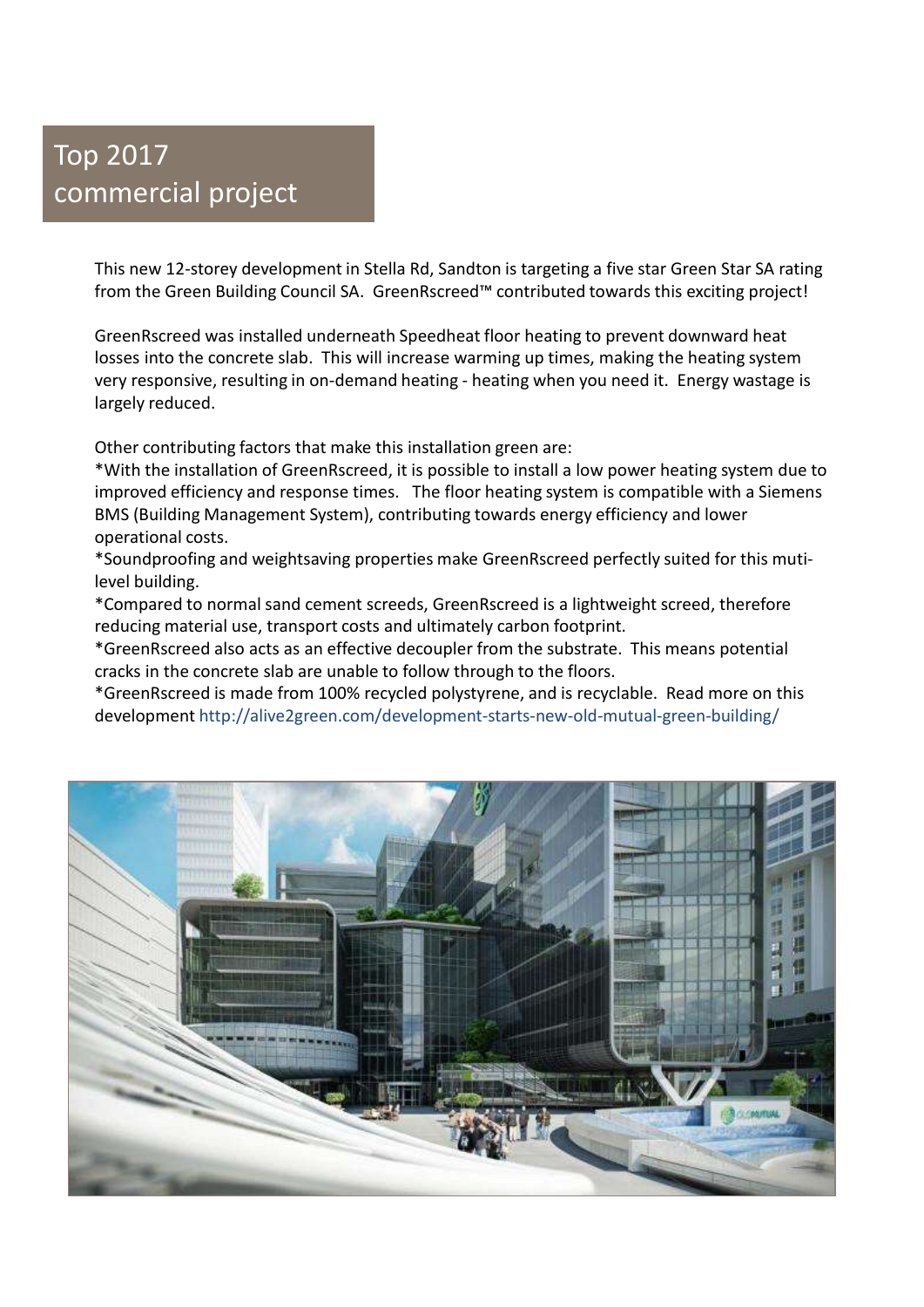# Top 2017 commercial project

This new 12-storey development in Stella Rd, Sandton is targeting a five star Green Star SA rating from the Green Building Council SA. GreenRscreed™ contributed towards this exciting project!

GreenRscreed was installed underneath Speedheat floor heating to prevent downward heat losses into the concrete slab. This will increase warming up times, making the heating system very responsive, resulting in on-demand heating - heating when you need it. Energy wastage is largely reduced.

Other contributing factors that make this installation green are:

*With the installation of GreenRscreed, it is possible to install a low power heating system due to improved efficiency and response times. The floor heating system is compatible with a Siemens BMS (Building Management System), contributing towards energy efficiency and lower operational costs.

*Soundproofing and weightsaving properties make GreenRscreed perfectly suited for this muti-level building.

*Compared to normal sand cement screeds, GreenRscreed is a lightweight screed, therefore reducing material use, transport costs and ultimately carbon footprint.

*GreenRscreed also acts as an effective decoupler from the substrate. This means potential cracks in the concrete slab are unable to follow through to the floors.

*GreenRscreed is made from 100% recycled polystyrene, and is recyclable. Read more on this development http://alive2green.com/development-starts-new-old-mutual-green-building/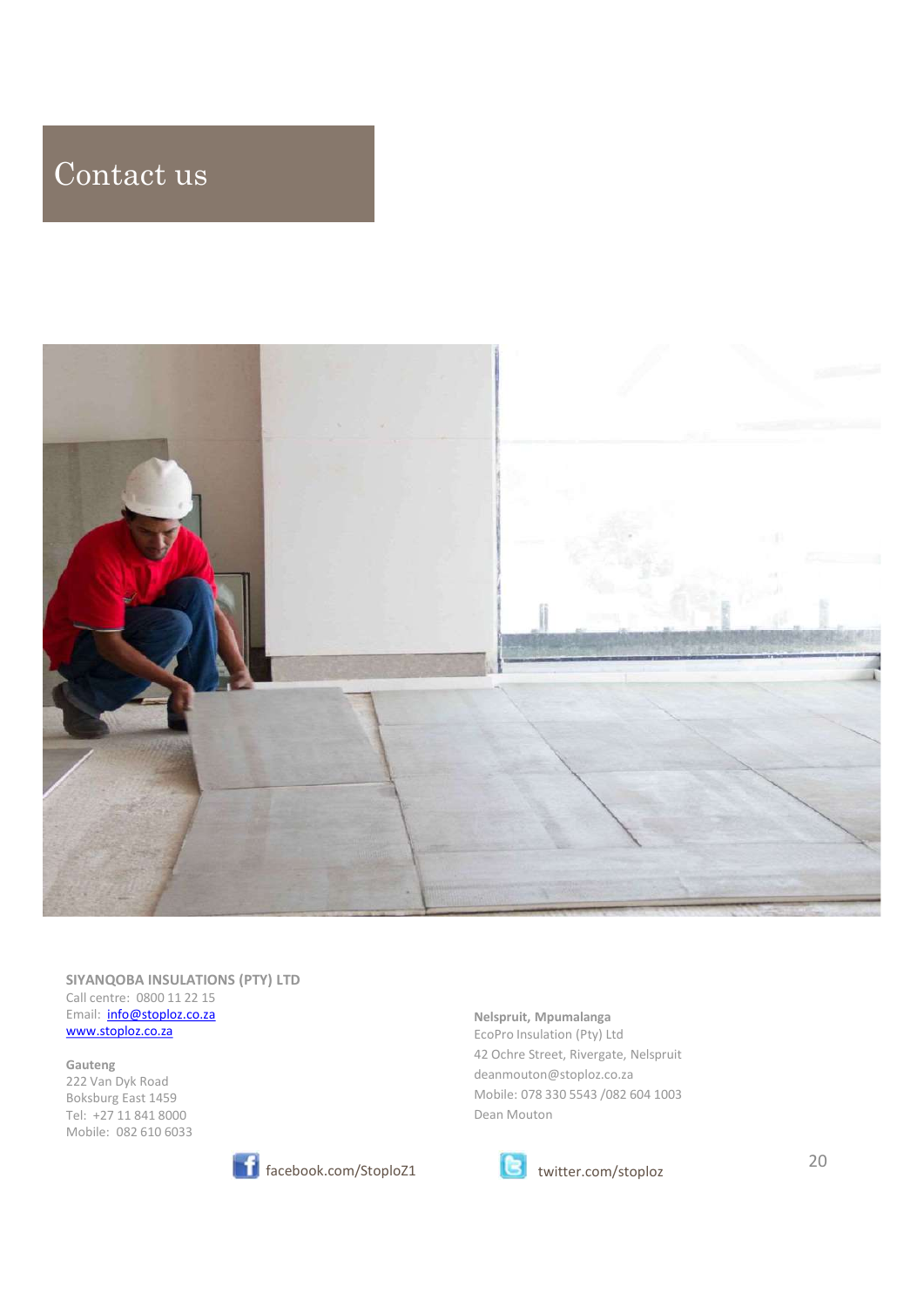# Contact us

**SIYANQOBA INSULATIONS (PTY) LTD**
Call centre: 0800 11 22 15
Email: info@stoploz.co.za
www.stoploz.co.za

**Gauteng**
222 Van Dyk Road
Boksburg East 1459
Tel: +27 11 841 8000
Mobile: 082 610 6033

**Nelspruit, Mpumalanga**
EcoPro Insulation (Pty) Ltd
42 Ochre Street, Rivergate, Nelspruit
deanmouton@stoploz.co.za
Mobile: 078 330 5543 /082 604 1003
Dean Mouton

facebook.com/StoploZ1

twitter.com/stoploz